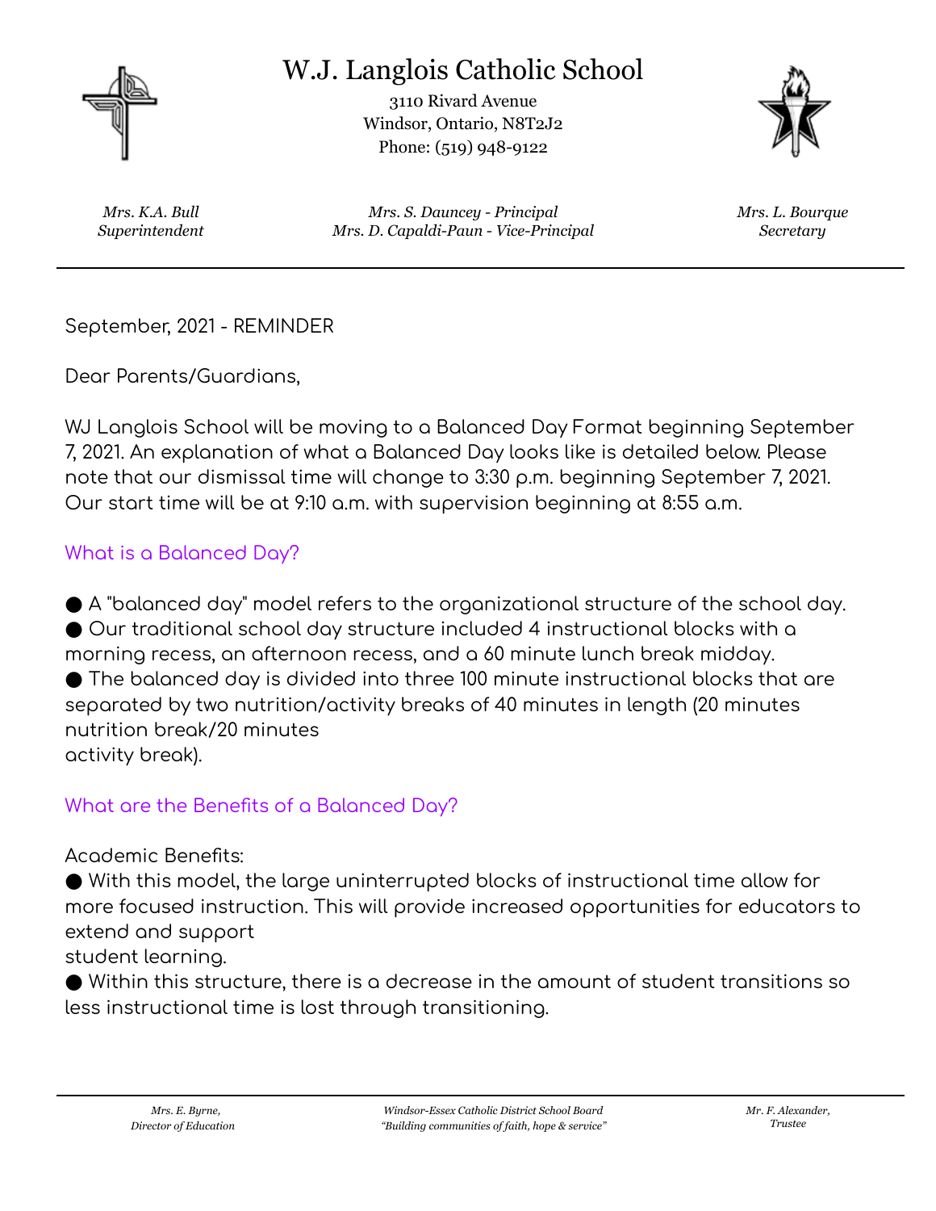# W.J. Langlois Catholic School

3110 Rivard Avenue
Windsor, Ontario, N8T2J2
Phone: (519) 948-9122

*Mrs. K.A. Bull*
*Superintendent*

*Mrs. S. Dauncey - Principal*
*Mrs. D. Capaldi-Paun - Vice-Principal*

*Mrs. L. Bourque*
*Secretary*

---

September, 2021 - REMINDER

Dear Parents/Guardians,

WJ Langlois School will be moving to a Balanced Day Format beginning September 7, 2021. An explanation of what a Balanced Day looks like is detailed below. Please note that our dismissal time will change to 3:30 p.m. beginning September 7, 2021. Our start time will be at 9:10 a.m. with supervision beginning at 8:55 a.m.

## What is a Balanced Day?

- A "balanced day" model refers to the organizational structure of the school day.
- Our traditional school day structure included 4 instructional blocks with a morning recess, an afternoon recess, and a 60 minute lunch break midday.
- The balanced day is divided into three 100 minute instructional blocks that are separated by two nutrition/activity breaks of 40 minutes in length (20 minutes nutrition break/20 minutes activity break).

## What are the Benefits of a Balanced Day?

Academic Benefits:

- With this model, the large uninterrupted blocks of instructional time allow for more focused instruction. This will provide increased opportunities for educators to extend and support student learning.
- Within this structure, there is a decrease in the amount of student transitions so less instructional time is lost through transitioning.

---

*Mrs. E. Byrne,*
*Director of Education*

*Windsor-Essex Catholic District School Board*
*"Building communities of faith, hope & service"*

*Mr. F. Alexander,*
*Trustee*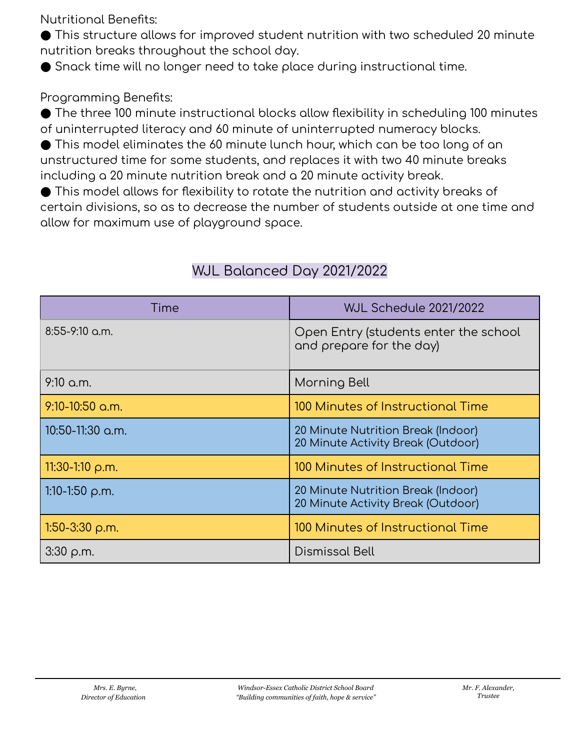Nutritional Benefits:

- This structure allows for improved student nutrition with two scheduled 20 minute nutrition breaks throughout the school day.
- Snack time will no longer need to take place during instructional time.

Programming Benefits:

- The three 100 minute instructional blocks allow flexibility in scheduling 100 minutes of uninterrupted literacy and 60 minute of uninterrupted numeracy blocks.
- This model eliminates the 60 minute lunch hour, which can be too long of an unstructured time for some students, and replaces it with two 40 minute breaks including a 20 minute nutrition break and a 20 minute activity break.
- This model allows for flexibility to rotate the nutrition and activity breaks of certain divisions, so as to decrease the number of students outside at one time and allow for maximum use of playground space.

## WJL Balanced Day 2021/2022

| Time | WJL Schedule 2021/2022 |
|---|---|
| 8:55-9:10 a.m. | Open Entry (students enter the school and prepare for the day) |
| 9:10 a.m. | Morning Bell |
| 9:10-10:50 a.m. | 100 Minutes of Instructional Time |
| 10:50-11:30 a.m. | 20 Minute Nutrition Break (Indoor)<br>20 Minute Activity Break (Outdoor) |
| 11:30-1:10 p.m. | 100 Minutes of Instructional Time |
| 1:10-1:50 p.m. | 20 Minute Nutrition Break (Indoor)<br>20 Minute Activity Break (Outdoor) |
| 1:50-3:30 p.m. | 100 Minutes of Instructional Time |
| 3:30 p.m. | Dismissal Bell |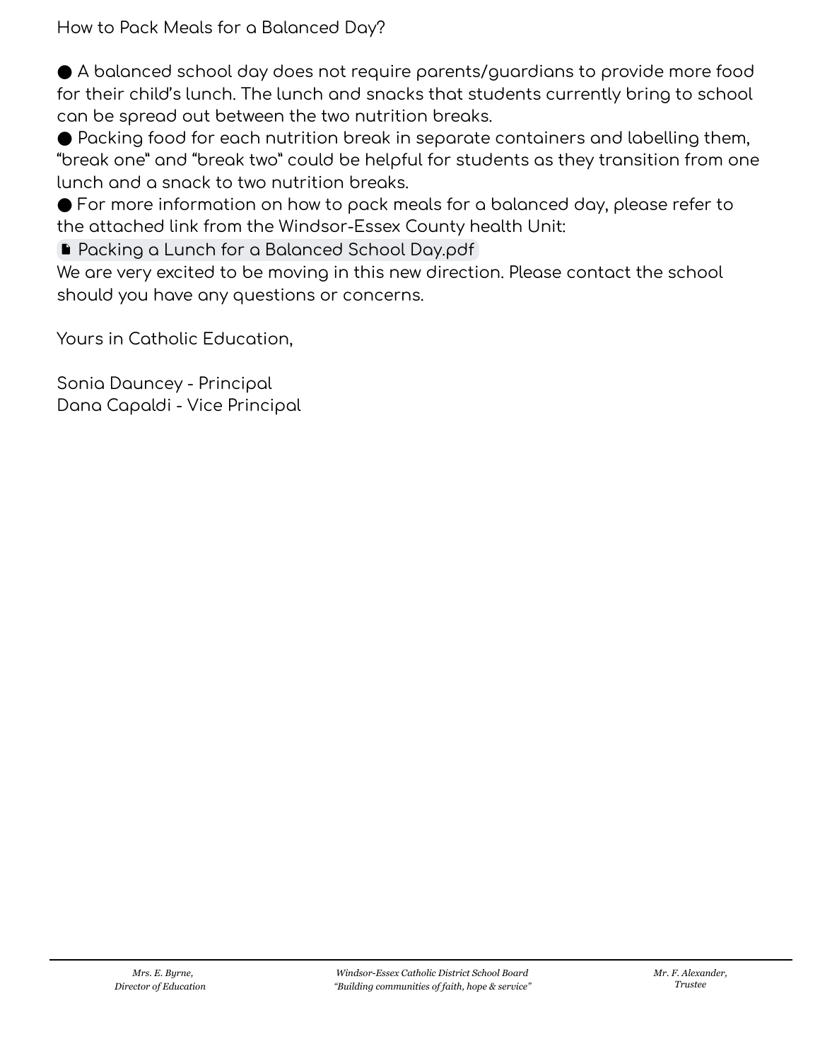How to Pack Meals for a Balanced Day?

- A balanced school day does not require parents/guardians to provide more food for their child's lunch. The lunch and snacks that students currently bring to school can be spread out between the two nutrition breaks.
- Packing food for each nutrition break in separate containers and labelling them, "break one" and "break two" could be helpful for students as they transition from one lunch and a snack to two nutrition breaks.
- For more information on how to pack meals for a balanced day, please refer to the attached link from the Windsor-Essex County health Unit:

Packing a Lunch for a Balanced School Day.pdf

We are very excited to be moving in this new direction. Please contact the school should you have any questions or concerns.

Yours in Catholic Education,

Sonia Dauncey - Principal
Dana Capaldi - Vice Principal